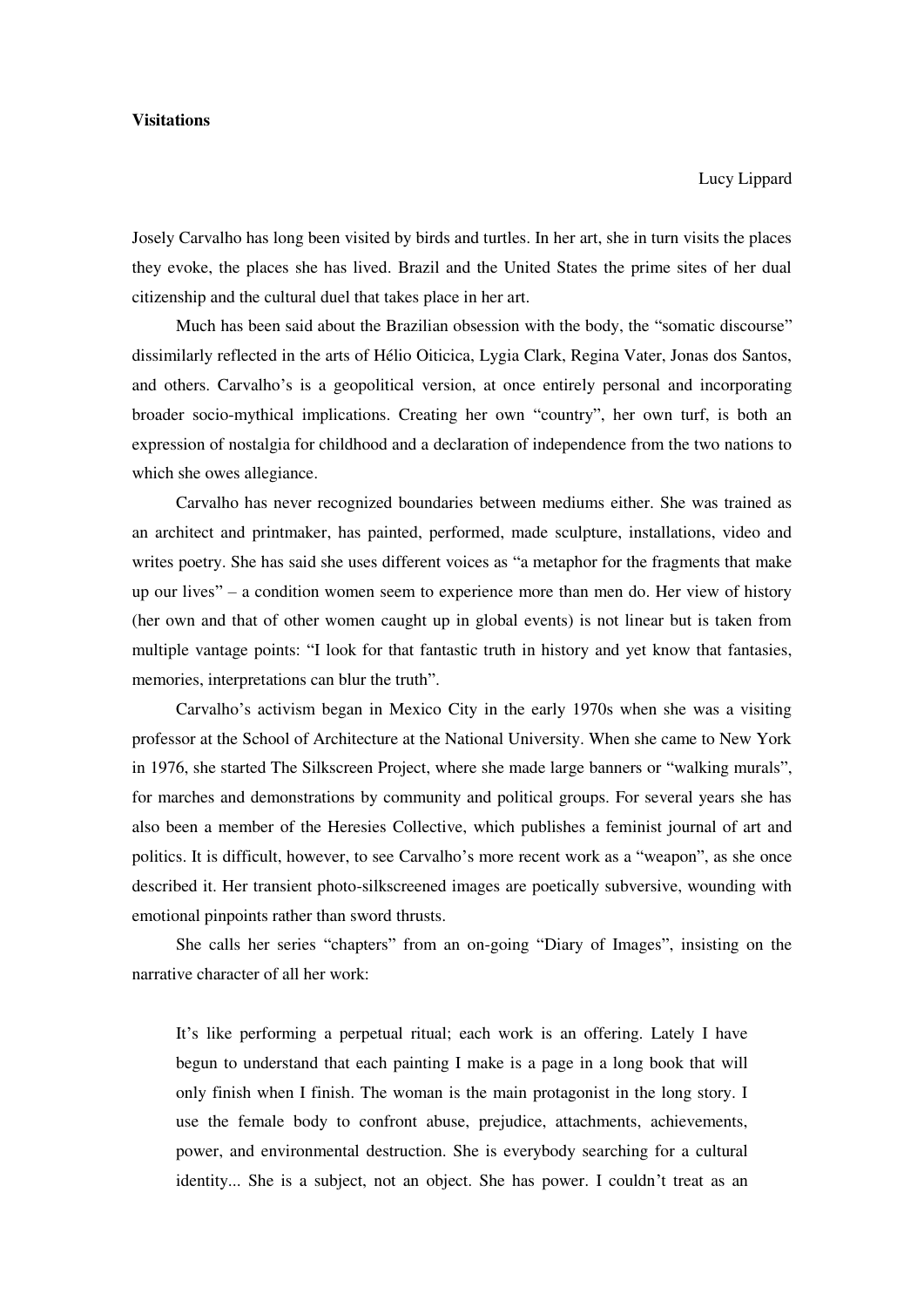**Visitations**

Lucy Lippard

Josely Carvalho has long been visited by birds and turtles. In her art, she in turn visits the places they evoke, the places she has lived. Brazil and the United States the prime sites of her dual citizenship and the cultural duel that takes place in her art.

Much has been said about the Brazilian obsession with the body, the "somatic discourse" dissimilarly reflected in the arts of Hélio Oiticica, Lygia Clark, Regina Vater, Jonas dos Santos, and others. Carvalho's is a geopolitical version, at once entirely personal and incorporating broader socio-mythical implications. Creating her own "country", her own turf, is both an expression of nostalgia for childhood and a declaration of independence from the two nations to which she owes allegiance.

Carvalho has never recognized boundaries between mediums either. She was trained as an architect and printmaker, has painted, performed, made sculpture, installations, video and writes poetry. She has said she uses different voices as "a metaphor for the fragments that make up our lives" – a condition women seem to experience more than men do. Her view of history (her own and that of other women caught up in global events) is not linear but is taken from multiple vantage points: "I look for that fantastic truth in history and yet know that fantasies, memories, interpretations can blur the truth".

Carvalho's activism began in Mexico City in the early 1970s when she was a visiting professor at the School of Architecture at the National University. When she came to New York in 1976, she started The Silkscreen Project, where she made large banners or "walking murals", for marches and demonstrations by community and political groups. For several years she has also been a member of the Heresies Collective, which publishes a feminist journal of art and politics. It is difficult, however, to see Carvalho's more recent work as a "weapon", as she once described it. Her transient photo-silkscreened images are poetically subversive, wounding with emotional pinpoints rather than sword thrusts.

She calls her series "chapters" from an on-going "Diary of Images", insisting on the narrative character of all her work:

> It's like performing a perpetual ritual; each work is an offering. Lately I have begun to understand that each painting I make is a page in a long book that will only finish when I finish. The woman is the main protagonist in the long story. I use the female body to confront abuse, prejudice, attachments, achievements, power, and environmental destruction. She is everybody searching for a cultural identity... She is a subject, not an object. She has power. I couldn't treat as an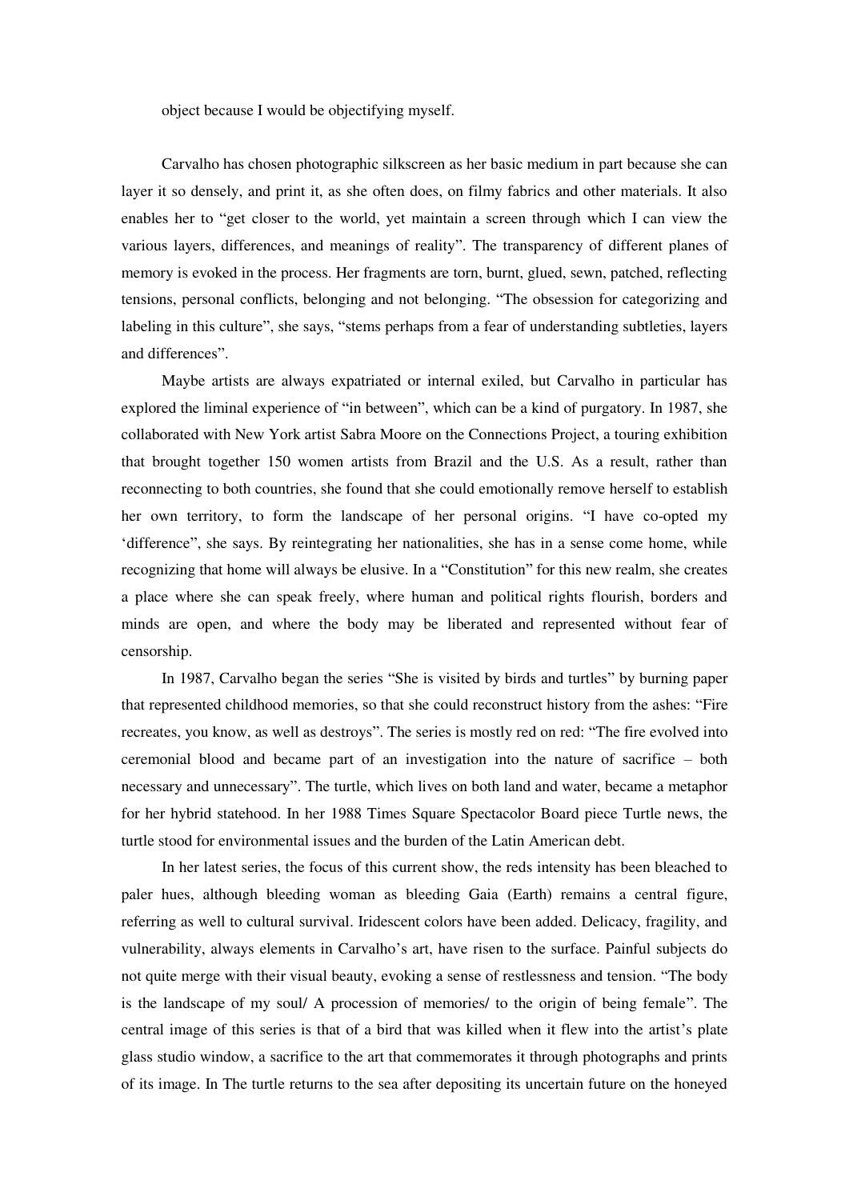object because I would be objectifying myself.

Carvalho has chosen photographic silkscreen as her basic medium in part because she can layer it so densely, and print it, as she often does, on filmy fabrics and other materials. It also enables her to "get closer to the world, yet maintain a screen through which I can view the various layers, differences, and meanings of reality". The transparency of different planes of memory is evoked in the process. Her fragments are torn, burnt, glued, sewn, patched, reflecting tensions, personal conflicts, belonging and not belonging. "The obsession for categorizing and labeling in this culture", she says, "stems perhaps from a fear of understanding subtleties, layers and differences".

Maybe artists are always expatriated or internal exiled, but Carvalho in particular has explored the liminal experience of "in between", which can be a kind of purgatory. In 1987, she collaborated with New York artist Sabra Moore on the Connections Project, a touring exhibition that brought together 150 women artists from Brazil and the U.S. As a result, rather than reconnecting to both countries, she found that she could emotionally remove herself to establish her own territory, to form the landscape of her personal origins. "I have co-opted my 'difference", she says. By reintegrating her nationalities, she has in a sense come home, while recognizing that home will always be elusive. In a "Constitution" for this new realm, she creates a place where she can speak freely, where human and political rights flourish, borders and minds are open, and where the body may be liberated and represented without fear of censorship.

In 1987, Carvalho began the series "She is visited by birds and turtles" by burning paper that represented childhood memories, so that she could reconstruct history from the ashes: "Fire recreates, you know, as well as destroys". The series is mostly red on red: "The fire evolved into ceremonial blood and became part of an investigation into the nature of sacrifice – both necessary and unnecessary". The turtle, which lives on both land and water, became a metaphor for her hybrid statehood. In her 1988 Times Square Spectacolor Board piece Turtle news, the turtle stood for environmental issues and the burden of the Latin American debt.

In her latest series, the focus of this current show, the reds intensity has been bleached to paler hues, although bleeding woman as bleeding Gaia (Earth) remains a central figure, referring as well to cultural survival. Iridescent colors have been added. Delicacy, fragility, and vulnerability, always elements in Carvalho's art, have risen to the surface. Painful subjects do not quite merge with their visual beauty, evoking a sense of restlessness and tension. "The body is the landscape of my soul/ A procession of memories/ to the origin of being female". The central image of this series is that of a bird that was killed when it flew into the artist's plate glass studio window, a sacrifice to the art that commemorates it through photographs and prints of its image. In The turtle returns to the sea after depositing its uncertain future on the honeyed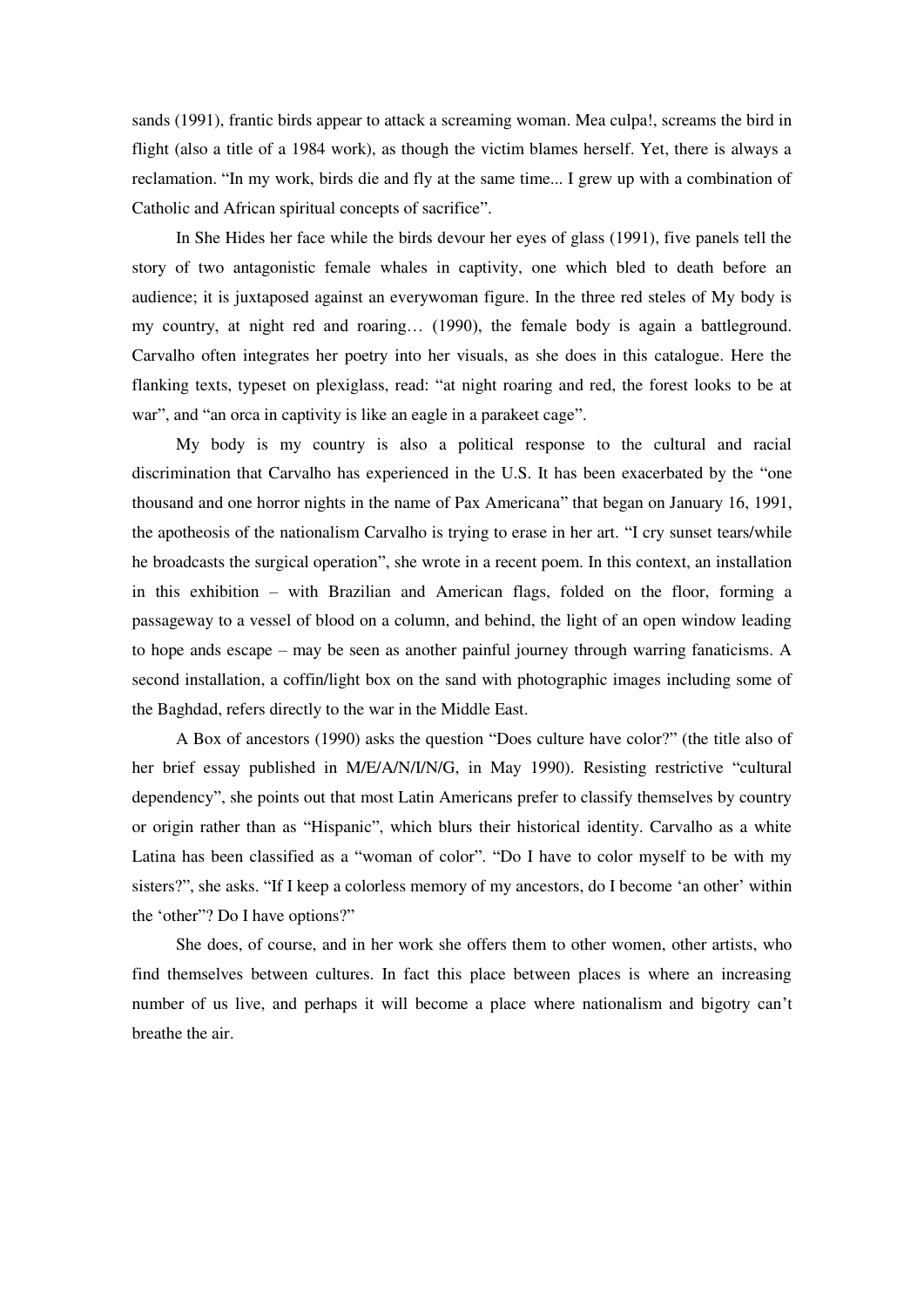sands (1991), frantic birds appear to attack a screaming woman. Mea culpa!, screams the bird in flight (also a title of a 1984 work), as though the victim blames herself. Yet, there is always a reclamation. "In my work, birds die and fly at the same time... I grew up with a combination of Catholic and African spiritual concepts of sacrifice".

In She Hides her face while the birds devour her eyes of glass (1991), five panels tell the story of two antagonistic female whales in captivity, one which bled to death before an audience; it is juxtaposed against an everywoman figure. In the three red steles of My body is my country, at night red and roaring… (1990), the female body is again a battleground. Carvalho often integrates her poetry into her visuals, as she does in this catalogue. Here the flanking texts, typeset on plexiglass, read: "at night roaring and red, the forest looks to be at war", and "an orca in captivity is like an eagle in a parakeet cage".

My body is my country is also a political response to the cultural and racial discrimination that Carvalho has experienced in the U.S. It has been exacerbated by the "one thousand and one horror nights in the name of Pax Americana" that began on January 16, 1991, the apotheosis of the nationalism Carvalho is trying to erase in her art. "I cry sunset tears/while he broadcasts the surgical operation", she wrote in a recent poem. In this context, an installation in this exhibition – with Brazilian and American flags, folded on the floor, forming a passageway to a vessel of blood on a column, and behind, the light of an open window leading to hope ands escape – may be seen as another painful journey through warring fanaticisms. A second installation, a coffin/light box on the sand with photographic images including some of the Baghdad, refers directly to the war in the Middle East.

A Box of ancestors (1990) asks the question "Does culture have color?" (the title also of her brief essay published in M/E/A/N/I/N/G, in May 1990). Resisting restrictive "cultural dependency", she points out that most Latin Americans prefer to classify themselves by country or origin rather than as "Hispanic", which blurs their historical identity. Carvalho as a white Latina has been classified as a "woman of color". "Do I have to color myself to be with my sisters?", she asks. "If I keep a colorless memory of my ancestors, do I become 'an other' within the 'other'"? Do I have options?"

She does, of course, and in her work she offers them to other women, other artists, who find themselves between cultures. In fact this place between places is where an increasing number of us live, and perhaps it will become a place where nationalism and bigotry can't breathe the air.